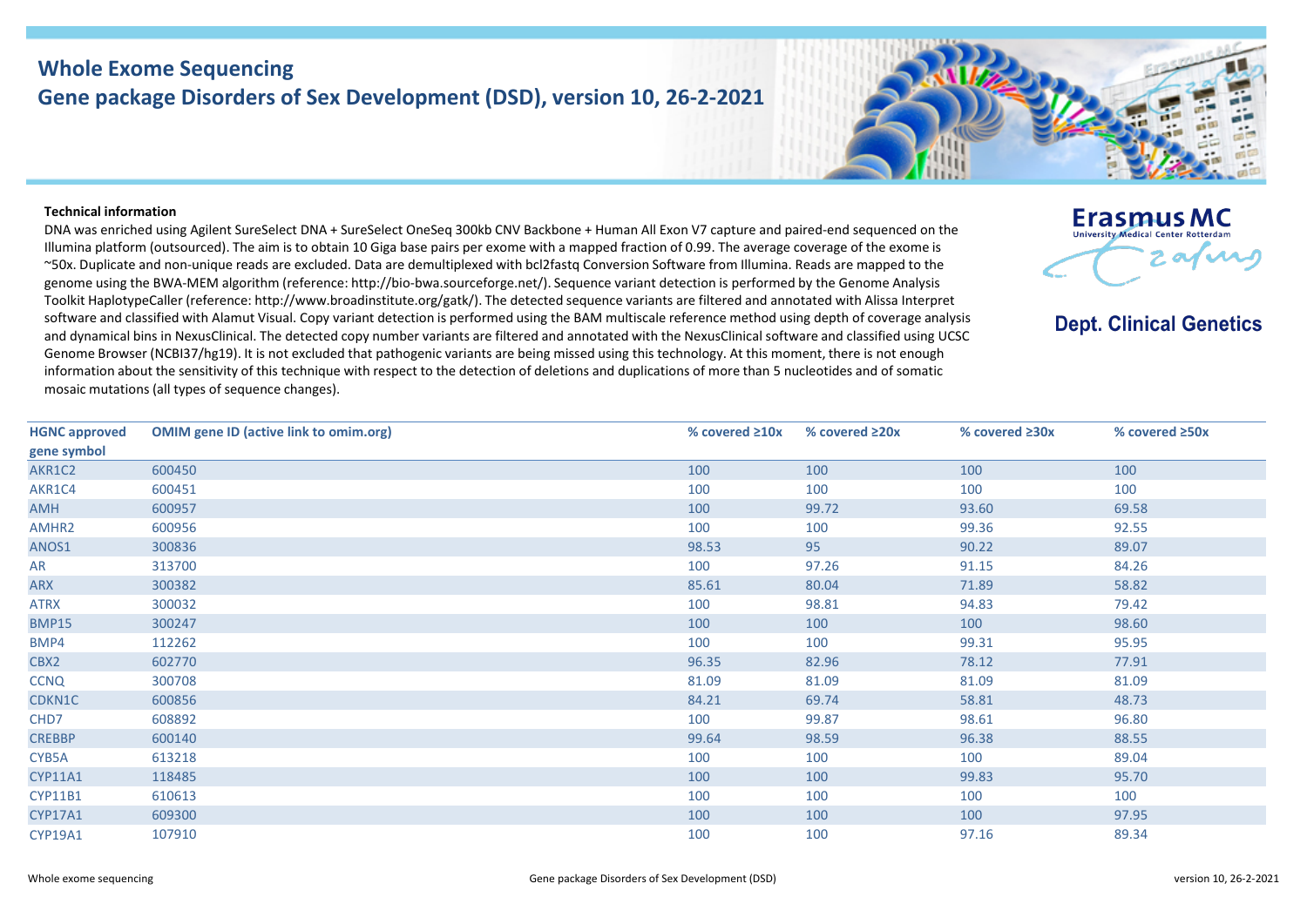# Whole Exome Sequencing
## Gene package Disorders of Sex Development (DSD), version 10, 26-2-2021

Erasmus MC
University Medical Center Rotterdam

**Dept. Clinical Genetics**

**Technical information**

DNA was enriched using Agilent SureSelect DNA + SureSelect OneSeq 300kb CNV Backbone + Human All Exon V7 capture and paired-end sequenced on the Illumina platform (outsourced). The aim is to obtain 10 Giga base pairs per exome with a mapped fraction of 0.99. The average coverage of the exome is ~50x. Duplicate and non-unique reads are excluded. Data are demultiplexed with bcl2fastq Conversion Software from Illumina. Reads are mapped to the genome using the BWA-MEM algorithm (reference: http://bio-bwa.sourceforge.net/). Sequence variant detection is performed by the Genome Analysis Toolkit HaplotypeCaller (reference: http://www.broadinstitute.org/gatk/). The detected sequence variants are filtered and annotated with Alissa Interpret software and classified with Alamut Visual. Copy variant detection is performed using the BAM multiscale reference method using depth of coverage analysis and dynamical bins in NexusClinical. The detected copy number variants are filtered and annotated with the NexusClinical software and classified using UCSC Genome Browser (NCBI37/hg19). It is not excluded that pathogenic variants are being missed using this technology. At this moment, there is not enough information about the sensitivity of this technique with respect to the detection of deletions and duplications of more than 5 nucleotides and of somatic mosaic mutations (all types of sequence changes).

| HGNC approved gene symbol | OMIM gene ID (active link to omim.org) | % covered ≥10x | % covered ≥20x | % covered ≥30x | % covered ≥50x |
|---|---|---|---|---|---|
| AKR1C2 | 600450 | 100 | 100 | 100 | 100 |
| AKR1C4 | 600451 | 100 | 100 | 100 | 100 |
| AMH | 600957 | 100 | 99.72 | 93.60 | 69.58 |
| AMHR2 | 600956 | 100 | 100 | 99.36 | 92.55 |
| ANOS1 | 300836 | 98.53 | 95 | 90.22 | 89.07 |
| AR | 313700 | 100 | 97.26 | 91.15 | 84.26 |
| ARX | 300382 | 85.61 | 80.04 | 71.89 | 58.82 |
| ATRX | 300032 | 100 | 98.81 | 94.83 | 79.42 |
| BMP15 | 300247 | 100 | 100 | 100 | 98.60 |
| BMP4 | 112262 | 100 | 100 | 99.31 | 95.95 |
| CBX2 | 602770 | 96.35 | 82.96 | 78.12 | 77.91 |
| CCNQ | 300708 | 81.09 | 81.09 | 81.09 | 81.09 |
| CDKN1C | 600856 | 84.21 | 69.74 | 58.81 | 48.73 |
| CHD7 | 608892 | 100 | 99.87 | 98.61 | 96.80 |
| CREBBP | 600140 | 99.64 | 98.59 | 96.38 | 88.55 |
| CYB5A | 613218 | 100 | 100 | 100 | 89.04 |
| CYP11A1 | 118485 | 100 | 100 | 99.83 | 95.70 |
| CYP11B1 | 610613 | 100 | 100 | 100 | 100 |
| CYP17A1 | 609300 | 100 | 100 | 100 | 97.95 |
| CYP19A1 | 107910 | 100 | 100 | 97.16 | 89.34 |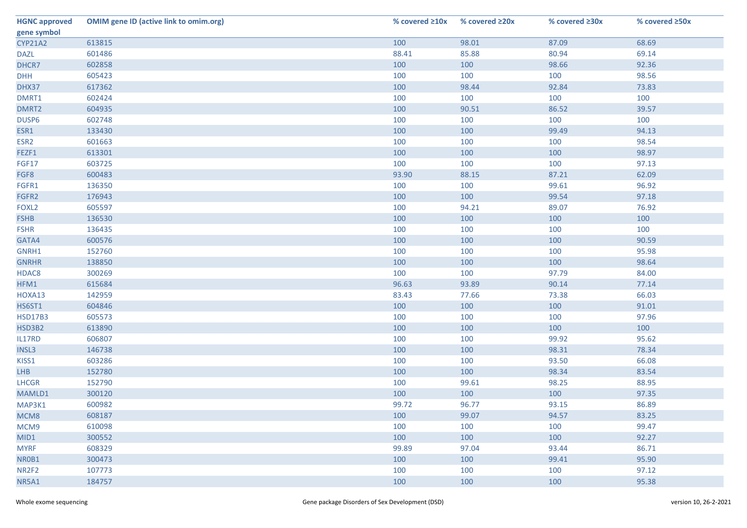| HGNC approved gene symbol | OMIM gene ID (active link to omim.org) | % covered ≥10x | % covered ≥20x | % covered ≥30x | % covered ≥50x |
|---|---|---|---|---|---|
| CYP21A2 | 613815 | 100 | 98.01 | 87.09 | 68.69 |
| DAZL | 601486 | 88.41 | 85.88 | 80.94 | 69.14 |
| DHCR7 | 602858 | 100 | 100 | 98.66 | 92.36 |
| DHH | 605423 | 100 | 100 | 100 | 98.56 |
| DHX37 | 617362 | 100 | 98.44 | 92.84 | 73.83 |
| DMRT1 | 602424 | 100 | 100 | 100 | 100 |
| DMRT2 | 604935 | 100 | 90.51 | 86.52 | 39.57 |
| DUSP6 | 602748 | 100 | 100 | 100 | 100 |
| ESR1 | 133430 | 100 | 100 | 99.49 | 94.13 |
| ESR2 | 601663 | 100 | 100 | 100 | 98.54 |
| FEZF1 | 613301 | 100 | 100 | 100 | 98.97 |
| FGF17 | 603725 | 100 | 100 | 100 | 97.13 |
| FGF8 | 600483 | 93.90 | 88.15 | 87.21 | 62.09 |
| FGFR1 | 136350 | 100 | 100 | 99.61 | 96.92 |
| FGFR2 | 176943 | 100 | 100 | 99.54 | 97.18 |
| FOXL2 | 605597 | 100 | 94.21 | 89.07 | 76.92 |
| FSHB | 136530 | 100 | 100 | 100 | 100 |
| FSHR | 136435 | 100 | 100 | 100 | 100 |
| GATA4 | 600576 | 100 | 100 | 100 | 90.59 |
| GNRH1 | 152760 | 100 | 100 | 100 | 95.98 |
| GNRHR | 138850 | 100 | 100 | 100 | 98.64 |
| HDAC8 | 300269 | 100 | 100 | 97.79 | 84.00 |
| HFM1 | 615684 | 96.63 | 93.89 | 90.14 | 77.14 |
| HOXA13 | 142959 | 83.43 | 77.66 | 73.38 | 66.03 |
| HS6ST1 | 604846 | 100 | 100 | 100 | 91.01 |
| HSD17B3 | 605573 | 100 | 100 | 100 | 97.96 |
| HSD3B2 | 613890 | 100 | 100 | 100 | 100 |
| IL17RD | 606807 | 100 | 100 | 99.92 | 95.62 |
| INSL3 | 146738 | 100 | 100 | 98.31 | 78.34 |
| KISS1 | 603286 | 100 | 100 | 93.50 | 66.08 |
| LHB | 152780 | 100 | 100 | 98.34 | 83.54 |
| LHCGR | 152790 | 100 | 99.61 | 98.25 | 88.95 |
| MAMLD1 | 300120 | 100 | 100 | 100 | 97.35 |
| MAP3K1 | 600982 | 99.72 | 96.77 | 93.15 | 86.89 |
| MCM8 | 608187 | 100 | 99.07 | 94.57 | 83.25 |
| MCM9 | 610098 | 100 | 100 | 100 | 99.47 |
| MID1 | 300552 | 100 | 100 | 100 | 92.27 |
| MYRF | 608329 | 99.89 | 97.04 | 93.44 | 86.71 |
| NR0B1 | 300473 | 100 | 100 | 99.41 | 95.90 |
| NR2F2 | 107773 | 100 | 100 | 100 | 97.12 |
| NR5A1 | 184757 | 100 | 100 | 100 | 95.38 |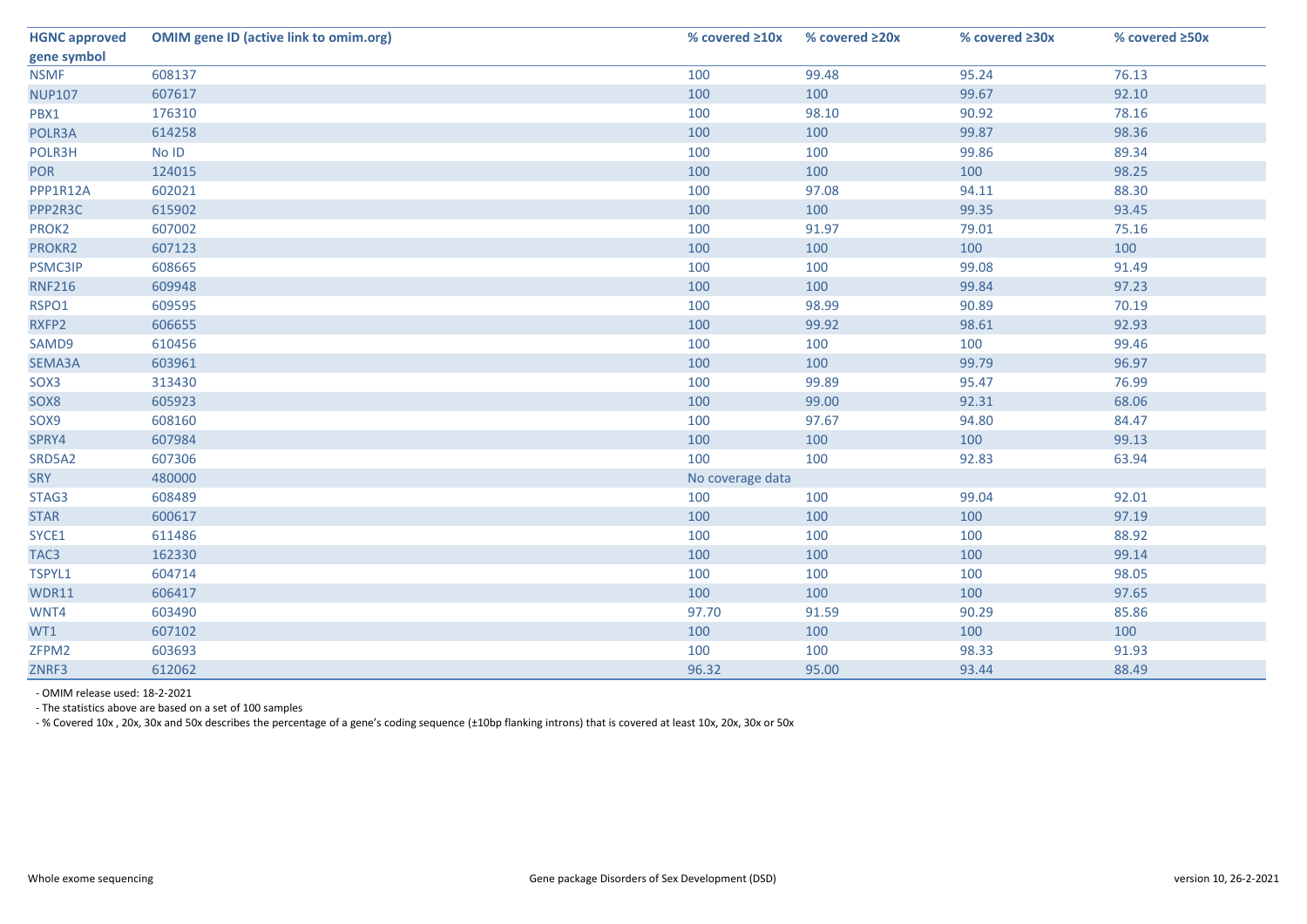| HGNC approved gene symbol | OMIM gene ID (active link to omim.org) | % covered ≥10x | % covered ≥20x | % covered ≥30x | % covered ≥50x |
|---|---|---|---|---|---|
| NSMF | 608137 | 100 | 99.48 | 95.24 | 76.13 |
| NUP107 | 607617 | 100 | 100 | 99.67 | 92.10 |
| PBX1 | 176310 | 100 | 98.10 | 90.92 | 78.16 |
| POLR3A | 614258 | 100 | 100 | 99.87 | 98.36 |
| POLR3H | No ID | 100 | 100 | 99.86 | 89.34 |
| POR | 124015 | 100 | 100 | 100 | 98.25 |
| PPP1R12A | 602021 | 100 | 97.08 | 94.11 | 88.30 |
| PPP2R3C | 615902 | 100 | 100 | 99.35 | 93.45 |
| PROK2 | 607002 | 100 | 91.97 | 79.01 | 75.16 |
| PROKR2 | 607123 | 100 | 100 | 100 | 100 |
| PSMC3IP | 608665 | 100 | 100 | 99.08 | 91.49 |
| RNF216 | 609948 | 100 | 100 | 99.84 | 97.23 |
| RSPO1 | 609595 | 100 | 98.99 | 90.89 | 70.19 |
| RXFP2 | 606655 | 100 | 99.92 | 98.61 | 92.93 |
| SAMD9 | 610456 | 100 | 100 | 100 | 99.46 |
| SEMA3A | 603961 | 100 | 100 | 99.79 | 96.97 |
| SOX3 | 313430 | 100 | 99.89 | 95.47 | 76.99 |
| SOX8 | 605923 | 100 | 99.00 | 92.31 | 68.06 |
| SOX9 | 608160 | 100 | 97.67 | 94.80 | 84.47 |
| SPRY4 | 607984 | 100 | 100 | 100 | 99.13 |
| SRD5A2 | 607306 | 100 | 100 | 92.83 | 63.94 |
| SRY | 480000 | No coverage data | | | |
| STAG3 | 608489 | 100 | 100 | 99.04 | 92.01 |
| STAR | 600617 | 100 | 100 | 100 | 97.19 |
| SYCE1 | 611486 | 100 | 100 | 100 | 88.92 |
| TAC3 | 162330 | 100 | 100 | 100 | 99.14 |
| TSPYL1 | 604714 | 100 | 100 | 100 | 98.05 |
| WDR11 | 606417 | 100 | 100 | 100 | 97.65 |
| WNT4 | 603490 | 97.70 | 91.59 | 90.29 | 85.86 |
| WT1 | 607102 | 100 | 100 | 100 | 100 |
| ZFPM2 | 603693 | 100 | 100 | 98.33 | 91.93 |
| ZNRF3 | 612062 | 96.32 | 95.00 | 93.44 | 88.49 |

- OMIM release used: 18-2-2021
- The statistics above are based on a set of 100 samples
- % Covered 10x , 20x, 30x and 50x describes the percentage of a gene's coding sequence (±10bp flanking introns) that is covered at least 10x, 20x, 30x or 50x